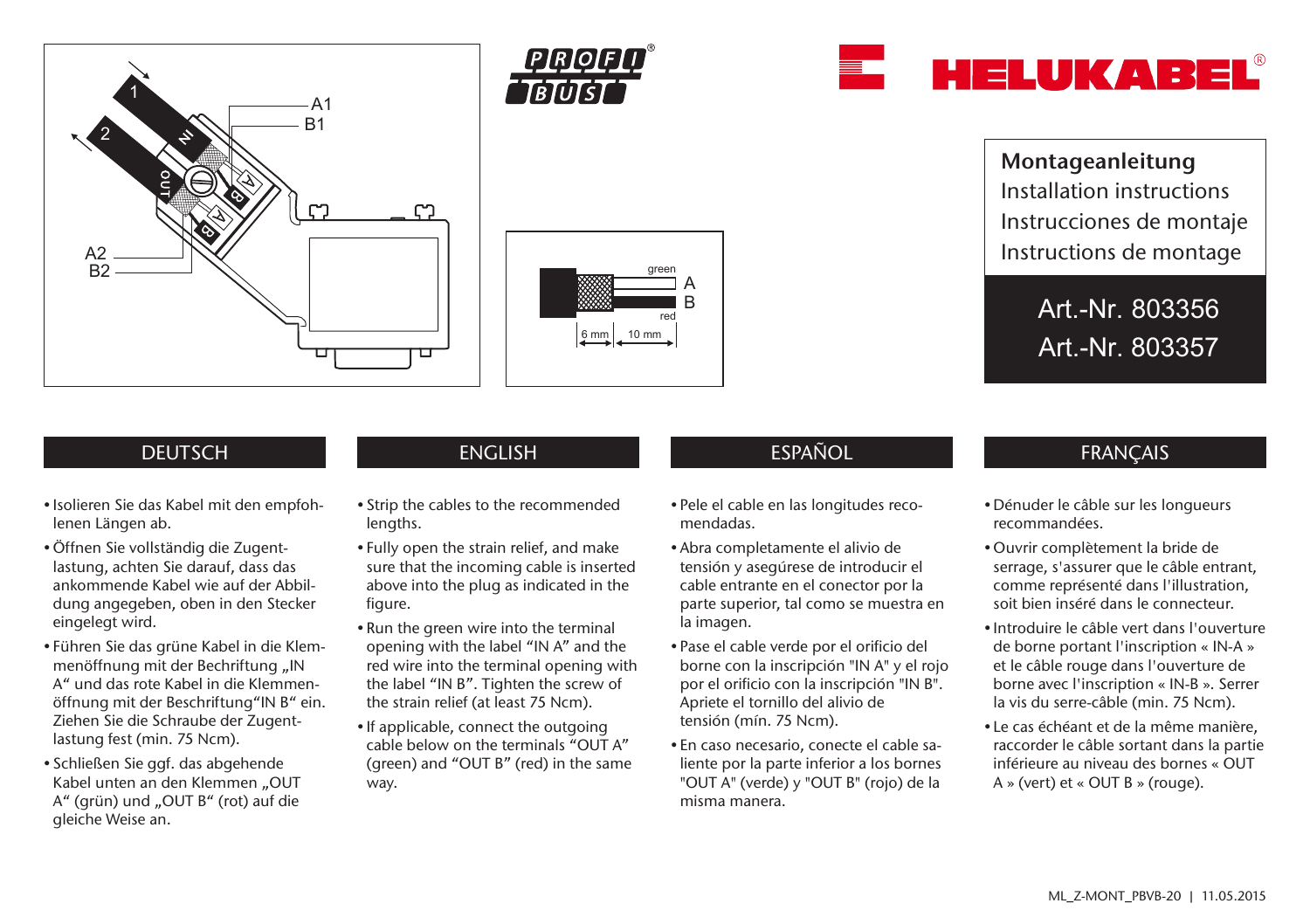PROFI BUS

HELUKABEL®

**Montageanleitung**
Installation instructions
Instrucciones de montaje
Instructions de montage

Art.-Nr. 803356
Art.-Nr. 803357

## DEUTSCH

- Isolieren Sie das Kabel mit den empfohlenen Längen ab.
- Öffnen Sie vollständig die Zugentlastung, achten Sie darauf, dass das ankommende Kabel wie auf der Abbildung angegeben, oben in den Stecker eingelegt wird.
- Führen Sie das grüne Kabel in die Klemmenöffnung mit der Beschriftung „IN A“ und das rote Kabel in die Klemmenöffnung mit der Beschriftung“IN B“ ein. Ziehen Sie die Schraube der Zugentlastung fest (min. 75 Ncm).
- Schließen Sie ggf. das abgehende Kabel unten an den Klemmen „OUT A“ (grün) und „OUT B“ (rot) auf die gleiche Weise an.

## ENGLISH

- Strip the cables to the recommended lengths.
- Fully open the strain relief, and make sure that the incoming cable is inserted above into the plug as indicated in the figure.
- Run the green wire into the terminal opening with the label “IN A” and the red wire into the terminal opening with the label “IN B”. Tighten the screw of the strain relief (at least 75 Ncm).
- If applicable, connect the outgoing cable below on the terminals “OUT A” (green) and “OUT B” (red) in the same way.

## ESPAÑOL

- Pele el cable en las longitudes recomendadas.
- Abra completamente el alivio de tensión y asegúrese de introducir el cable entrante en el conector por la parte superior, tal como se muestra en la imagen.
- Pase el cable verde por el orificio del borne con la inscripción "IN A" y el rojo por el orificio con la inscripción "IN B". Apriete el tornillo del alivio de tensión (mín. 75 Ncm).
- En caso necesario, conecte el cable saliente por la parte inferior a los bornes "OUT A" (verde) y "OUT B" (rojo) de la misma manera.

## FRANÇAIS

- Dénuder le câble sur les longueurs recommandées.
- Ouvrir complètement la bride de serrage, s'assurer que le câble entrant, comme représenté dans l'illustration, soit bien inséré dans le connecteur.
- Introduire le câble vert dans l'ouverture de borne portant l'inscription « IN-A » et le câble rouge dans l'ouverture de borne avec l'inscription « IN-B ». Serrer la vis du serre-câble (min. 75 Ncm).
- Le cas échéant et de la même manière, raccorder le câble sortant dans la partie inférieure au niveau des bornes « OUT A » (vert) et « OUT B » (rouge).

ML_Z-MONT_PBVB-20 | 11.05.2015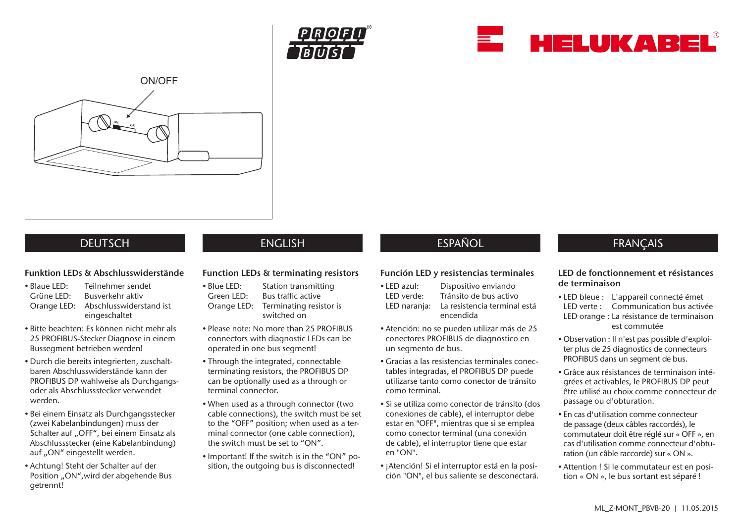ON/OFF

## DEUTSCH

### Funktion LEDs & Abschlusswiderstände

- Blaue LED: Teilnehmer sendet
  Grüne LED: Busverkehr aktiv
  Orange LED: Abschlusswiderstand ist eingeschaltet
- Bitte beachten: Es können nicht mehr als 25 PROFIBUS-Stecker Diagnose in einem Bussegment betrieben werden!
- Durch die bereits integrierten, zuschaltbaren Abschlusswiderstände kann der PROFIBUS DP wahlweise als Durchgangs- oder als Abschlussstecker verwendet werden.
- Bei einem Einsatz als Durchgangsstecker (zwei Kabelanbindungen) muss der Schalter auf „OFF", bei einem Einsatz als Abschlussstecker (eine Kabelanbindung) auf „ON" eingestellt werden.
- Achtung! Steht der Schalter auf der Position „ON",wird der abgehende Bus getrennt!

## ENGLISH

### Function LEDs & terminating resistors

- Blue LED: Station transmitting
  Green LED: Bus traffic active
  Orange LED: Terminating resistor is switched on
- Please note: No more than 25 PROFIBUS connectors with diagnostic LEDs can be operated in one bus segment!
- Through the integrated, connectable terminating resistors, the PROFIBUS DP can be optionally used as a through or terminal connector.
- When used as a through connector (two cable connections), the switch must be set to the "OFF" position; when used as a terminal connector (one cable connection), the switch must be set to "ON".
- Important! If the switch is in the "ON" position, the outgoing bus is disconnected!

## ESPAÑOL

### Función LED y resistencias terminales

- LED azul: Dispositivo enviando
  LED verde: Tránsito de bus activo
  LED naranja: La resistencia terminal está encendida
- Atención: no se pueden utilizar más de 25 conectores PROFIBUS de diagnóstico en un segmento de bus.
- Gracias a las resistencias terminales conectables integradas, el PROFIBUS DP puede utilizarse tanto como conector de tránsito como terminal.
- Si se utiliza como conector de tránsito (dos conexiones de cable), el interruptor debe estar en "OFF", mientras que si se emplea como conector terminal (una conexión de cable), el interruptor tiene que estar en "ON".
- ¡Atención! Si el interruptor está en la posición "ON", el bus saliente se desconectará.

## FRANÇAIS

### LED de fonctionnement et résistances de terminaison

- LED bleue : L'appareil connecté émet
  LED verte : Communication bus activée
  LED orange : La résistance de terminaison est commutée
- Observation : Il n'est pas possible d'exploiter plus de 25 diagnostics de connecteurs PROFIBUS dans un segment de bus.
- Grâce aux résistances de terminaison intégrées et activables, le PROFIBUS DP peut être utilisé au choix comme connecteur de passage ou d'obturation.
- En cas d'utilisation comme connecteur de passage (deux câbles raccordés), le commutateur doit être réglé sur « OFF », en cas d'utilisation comme connecteur d'obturation (un câble raccordé) sur « ON ».
- Attention ! Si le commutateur est en position « ON », le bus sortant est séparé !

ML_Z-MONT_PBVB-20 | 11.05.2015